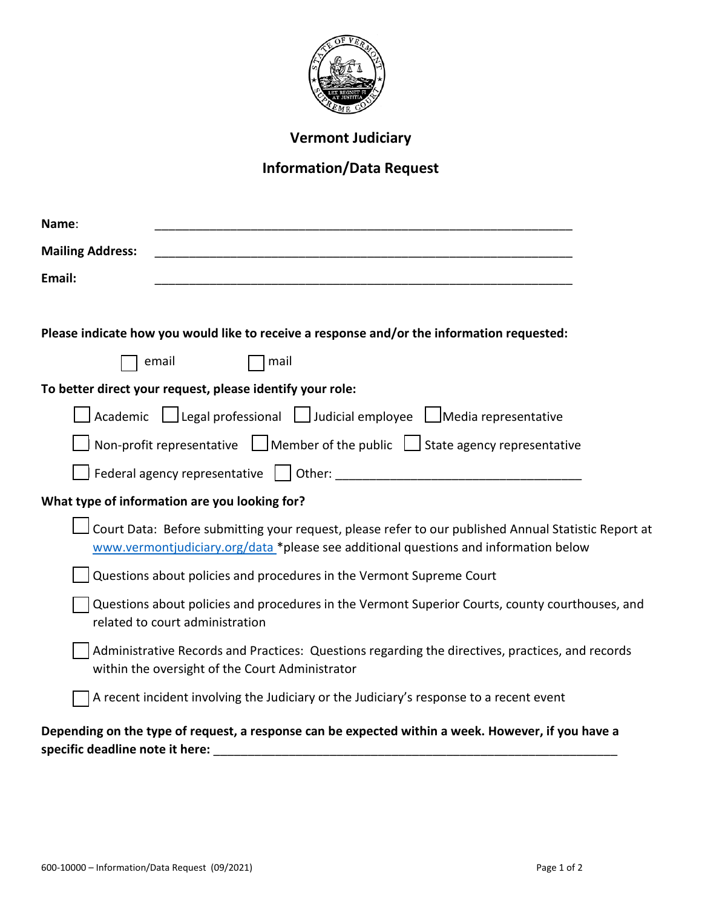# Vermont Judiciary

## Information/Data Request

**Name**: ______________________________________________________________

**Mailing Address:** ______________________________________________________________

**Email:** ______________________________________________________________

**Please indicate how you would like to receive a response and/or the information requested:**

☐ email ☐ mail

**To better direct your request, please identify your role:**

☐ Academic ☐ Legal professional ☐ Judicial employee ☐ Media representative

☐ Non-profit representative ☐ Member of the public ☐ State agency representative

☐ Federal agency representative ☐ Other: ___________________________________

**What type of information are you looking for?**

☐ Court Data: Before submitting your request, please refer to our published Annual Statistic Report at www.vermontjudiciary.org/data *please see additional questions and information below

☐ Questions about policies and procedures in the Vermont Supreme Court

☐ Questions about policies and procedures in the Vermont Superior Courts, county courthouses, and related to court administration

☐ Administrative Records and Practices: Questions regarding the directives, practices, and records within the oversight of the Court Administrator

☐ A recent incident involving the Judiciary or the Judiciary's response to a recent event

**Depending on the type of request, a response can be expected within a week. However, if you have a specific deadline note it here:** ______________________________________________________________

600-10000 – Information/Data Request (09/2021)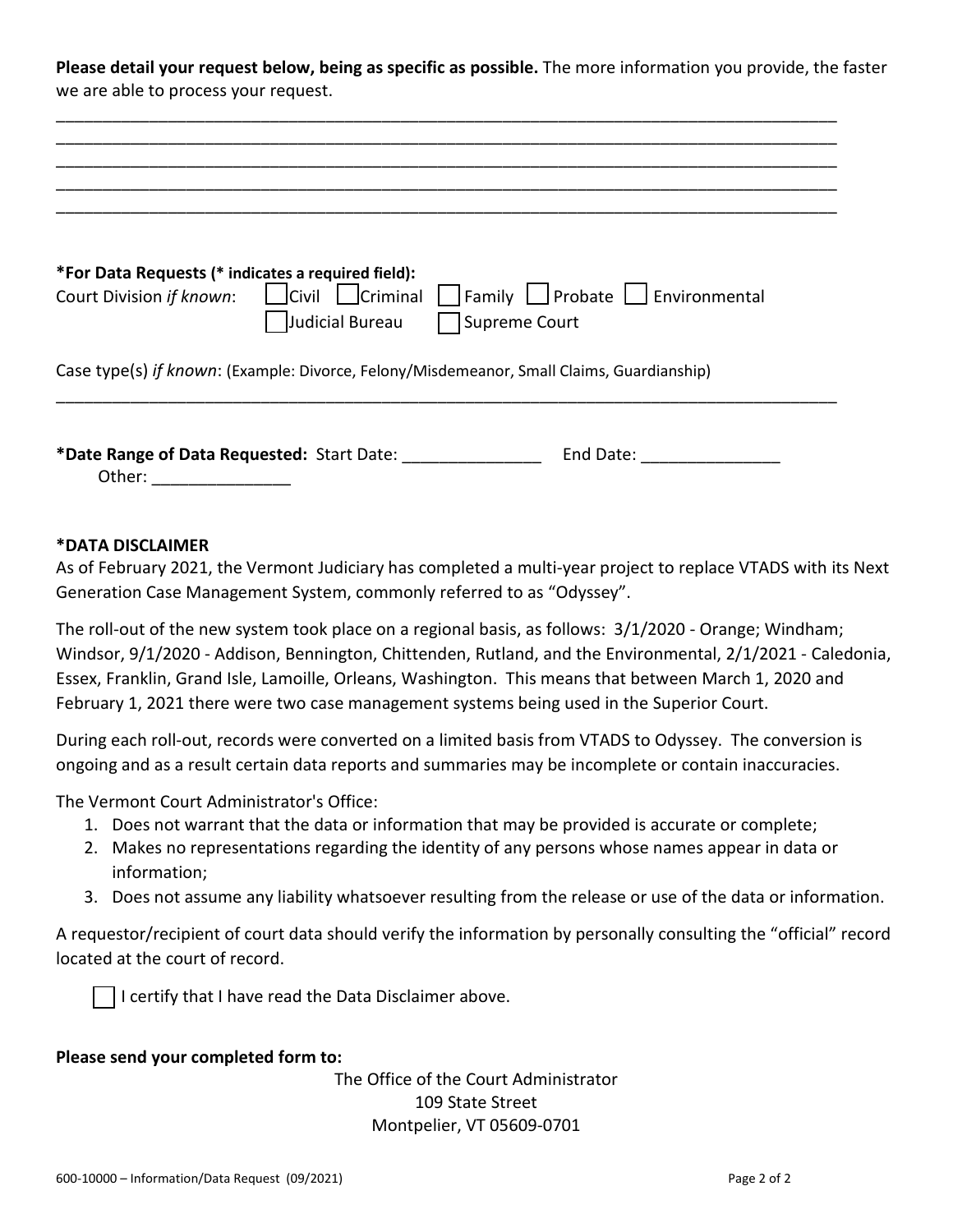**Please detail your request below, being as specific as possible.** The more information you provide, the faster we are able to process your request.

___________________________________________________________________________________
___________________________________________________________________________________
___________________________________________________________________________________
___________________________________________________________________________________
___________________________________________________________________________________

**\*For Data Requests (\* indicates a required field):**

Court Division *if known*: ☐ Civil ☐ Criminal ☐ Family ☐ Probate ☐ Environmental ☐ Judicial Bureau ☐ Supreme Court

Case type(s) *if known*: (Example: Divorce, Felony/Misdemeanor, Small Claims, Guardianship)

___________________________________________________________________________________

**\*Date Range of Data Requested:** Start Date: _______________ End Date: _______________
Other: _______________

**\*DATA DISCLAIMER**

As of February 2021, the Vermont Judiciary has completed a multi-year project to replace VTADS with its Next Generation Case Management System, commonly referred to as "Odyssey".

The roll-out of the new system took place on a regional basis, as follows: 3/1/2020 - Orange; Windham; Windsor, 9/1/2020 - Addison, Bennington, Chittenden, Rutland, and the Environmental, 2/1/2021 - Caledonia, Essex, Franklin, Grand Isle, Lamoille, Orleans, Washington. This means that between March 1, 2020 and February 1, 2021 there were two case management systems being used in the Superior Court.

During each roll-out, records were converted on a limited basis from VTADS to Odyssey. The conversion is ongoing and as a result certain data reports and summaries may be incomplete or contain inaccuracies.

The Vermont Court Administrator's Office:

1. Does not warrant that the data or information that may be provided is accurate or complete;
2. Makes no representations regarding the identity of any persons whose names appear in data or information;
3. Does not assume any liability whatsoever resulting from the release or use of the data or information.

A requestor/recipient of court data should verify the information by personally consulting the "official" record located at the court of record.

☐ I certify that I have read the Data Disclaimer above.

**Please send your completed form to:**

The Office of the Court Administrator
109 State Street
Montpelier, VT 05609-0701

600-10000 – Information/Data Request (09/2021)